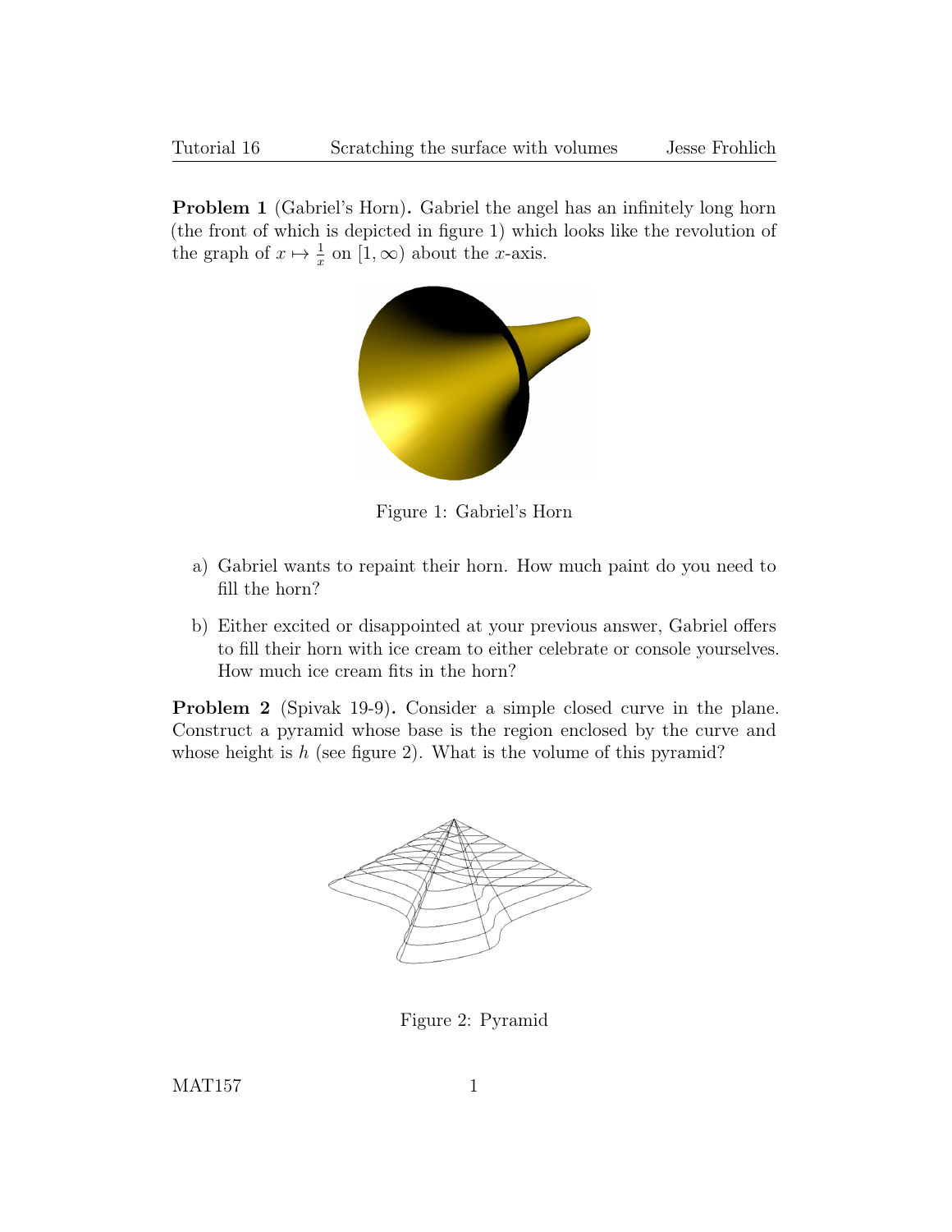**Problem 1** (Gabriel's Horn)**.** Gabriel the angel has an infinitely long horn (the front of which is depicted in figure 1) which looks like the revolution of the graph of $x \mapsto \frac{1}{x}$ on $[1, \infty)$ about the $x$-axis.

Figure 1: Gabriel's Horn

a) Gabriel wants to repaint their horn. How much paint do you need to fill the horn?

b) Either excited or disappointed at your previous answer, Gabriel offers to fill their horn with ice cream to either celebrate or console yourselves. How much ice cream fits in the horn?

**Problem 2** (Spivak 19-9)**.** Consider a simple closed curve in the plane. Construct a pyramid whose base is the region enclosed by the curve and whose height is $h$ (see figure 2). What is the volume of this pyramid?

Figure 2: Pyramid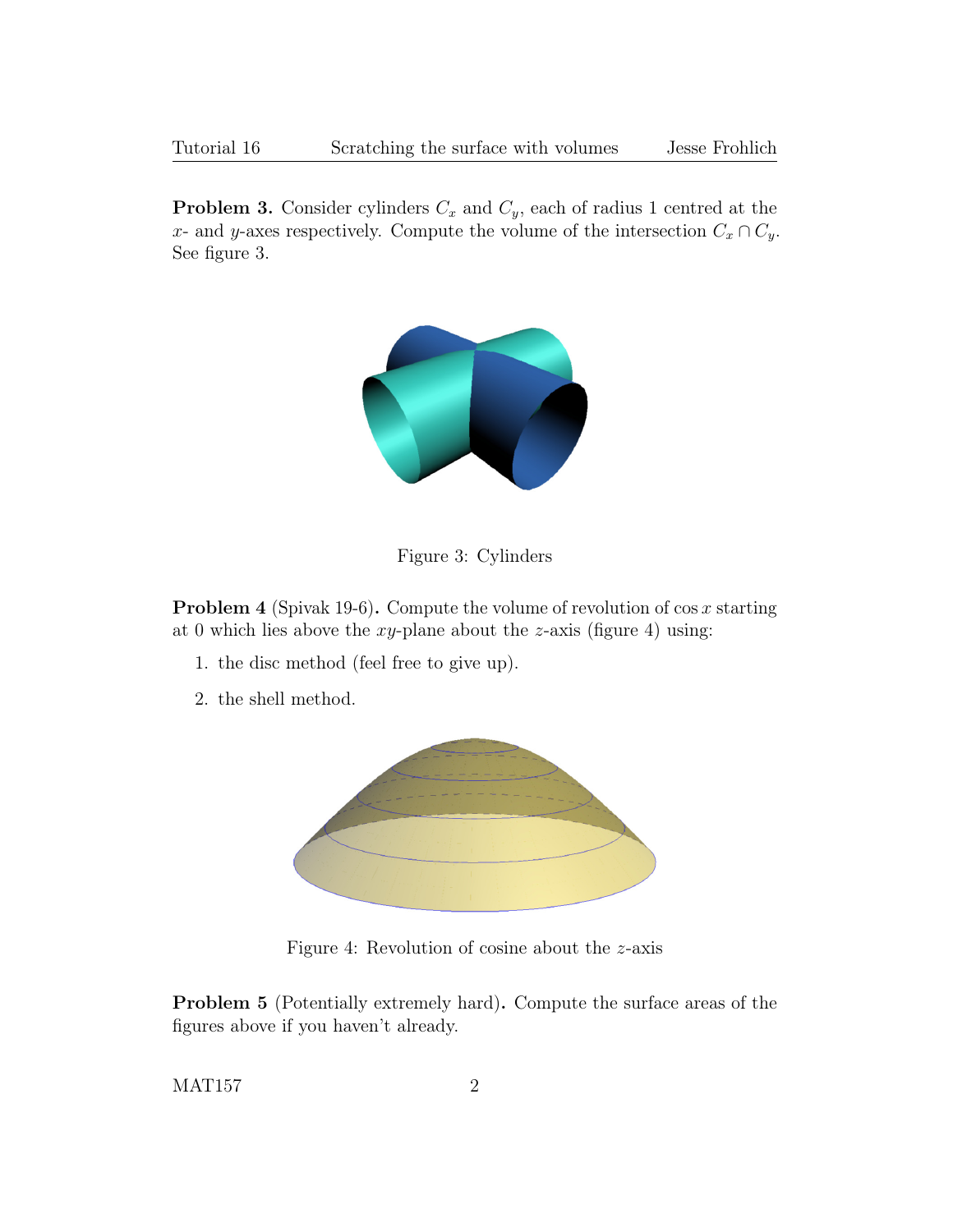**Problem 3.** Consider cylinders $C_x$ and $C_y$, each of radius 1 centred at the $x$- and $y$-axes respectively. Compute the volume of the intersection $C_x \cap C_y$. See figure 3.

Figure 3: Cylinders

**Problem 4** (Spivak 19-6)**.** Compute the volume of revolution of $\cos x$ starting at 0 which lies above the $xy$-plane about the $z$-axis (figure 4) using:

1. the disc method (feel free to give up).
2. the shell method.

Figure 4: Revolution of cosine about the $z$-axis

**Problem 5** (Potentially extremely hard)**.** Compute the surface areas of the figures above if you haven't already.